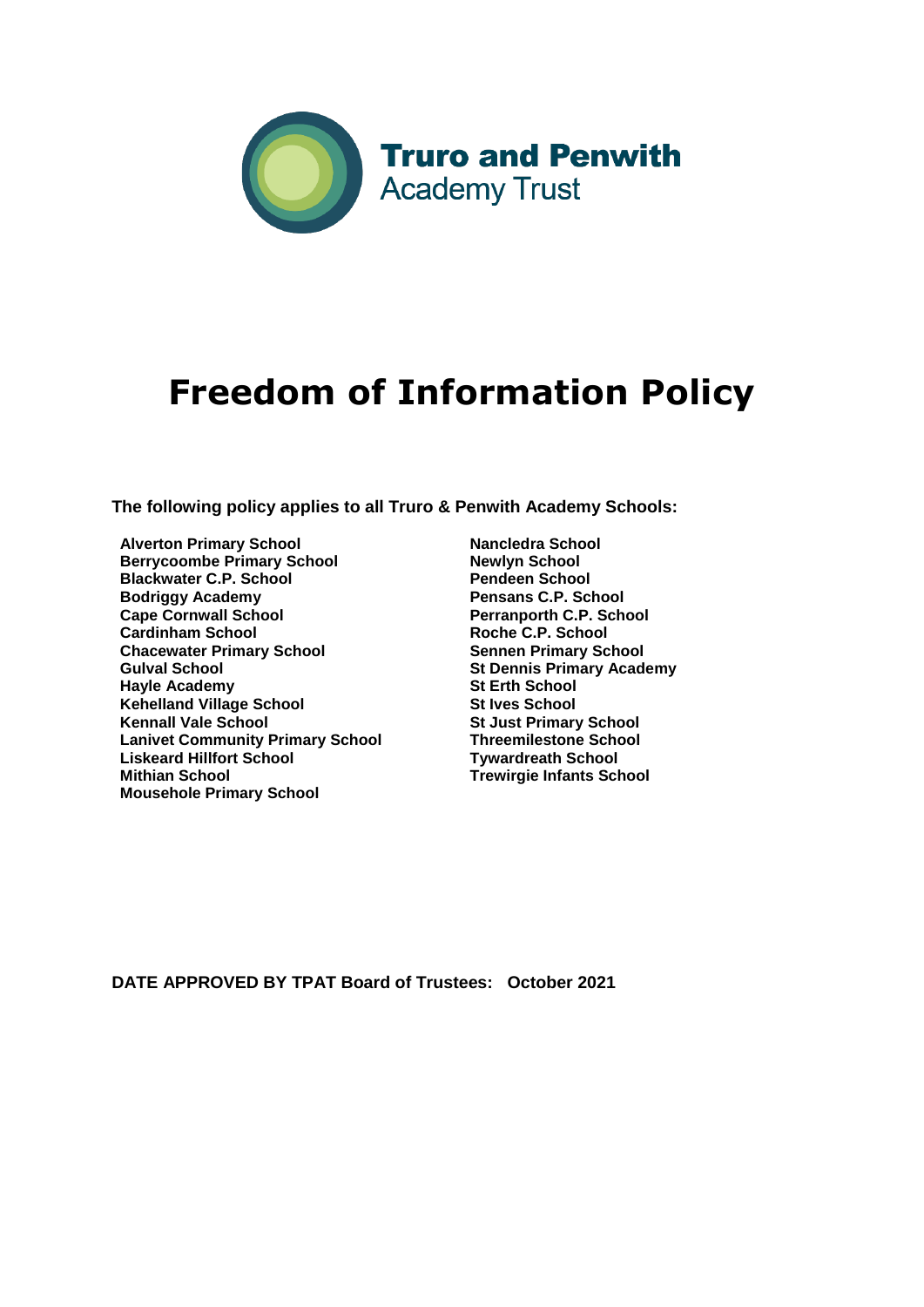**Truro and Penwith**
Academy Trust

# Freedom of Information Policy

**The following policy applies to all Truro & Penwith Academy Schools:**

**Alverton Primary School**
**Berrycoombe Primary School**
**Blackwater C.P. School**
**Bodriggy Academy**
**Cape Cornwall School**
**Cardinham School**
**Chacewater Primary School**
**Gulval School**
**Hayle Academy**
**Kehelland Village School**
**Kennall Vale School**
**Lanivet Community Primary School**
**Liskeard Hillfort School**
**Mithian School**
**Mousehole Primary School**
**Nancledra School**
**Newlyn School**
**Pendeen School**
**Pensans C.P. School**
**Perranporth C.P. School**
**Roche C.P. School**
**Sennen Primary School**
**St Dennis Primary Academy**
**St Erth School**
**St Ives School**
**St Just Primary School**
**Threemilestone School**
**Tywardreath School**
**Trewirgie Infants School**

**DATE APPROVED BY TPAT Board of Trustees: October 2021**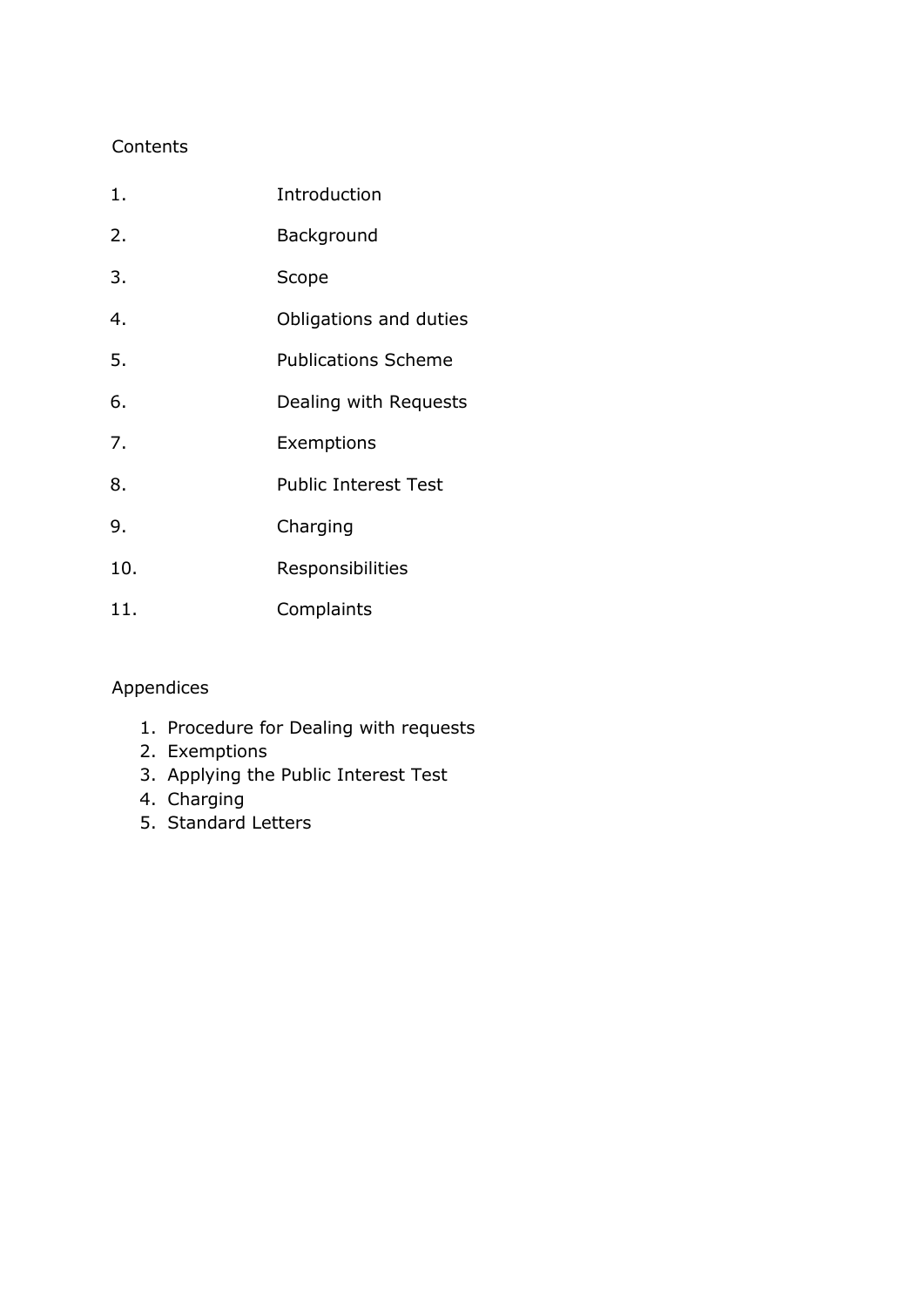Contents

| | |
|---|---|
| 1. | Introduction |
| 2. | Background |
| 3. | Scope |
| 4. | Obligations and duties |
| 5. | Publications Scheme |
| 6. | Dealing with Requests |
| 7. | Exemptions |
| 8. | Public Interest Test |
| 9. | Charging |
| 10. | Responsibilities |
| 11. | Complaints |

Appendices

1. Procedure for Dealing with requests
2. Exemptions
3. Applying the Public Interest Test
4. Charging
5. Standard Letters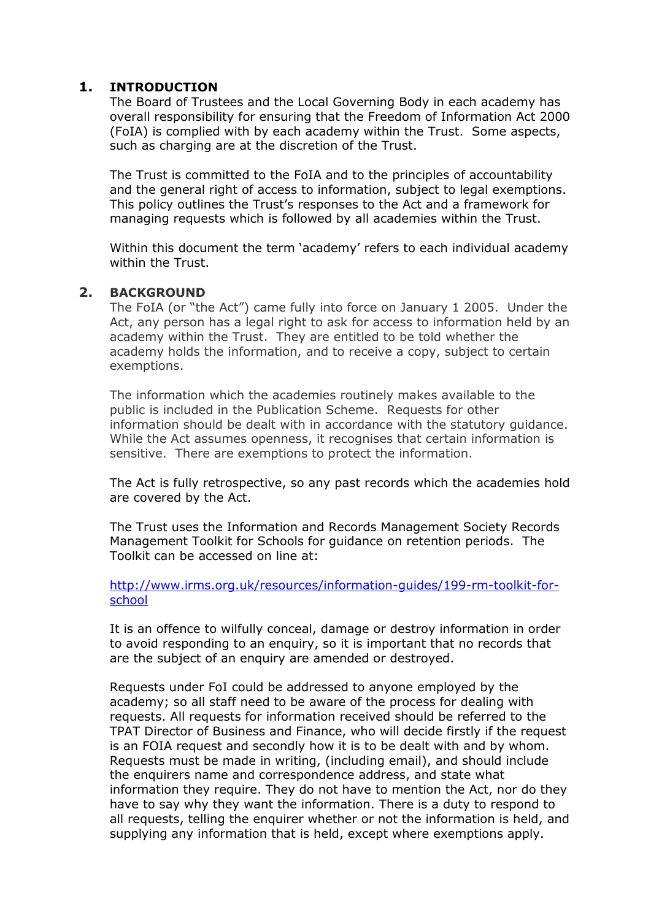## 1. INTRODUCTION

The Board of Trustees and the Local Governing Body in each academy has overall responsibility for ensuring that the Freedom of Information Act 2000 (FoIA) is complied with by each academy within the Trust. Some aspects, such as charging are at the discretion of the Trust.

The Trust is committed to the FoIA and to the principles of accountability and the general right of access to information, subject to legal exemptions. This policy outlines the Trust's responses to the Act and a framework for managing requests which is followed by all academies within the Trust.

Within this document the term 'academy' refers to each individual academy within the Trust.

## 2. BACKGROUND

The FoIA (or "the Act") came fully into force on January 1 2005. Under the Act, any person has a legal right to ask for access to information held by an academy within the Trust. They are entitled to be told whether the academy holds the information, and to receive a copy, subject to certain exemptions.

The information which the academies routinely makes available to the public is included in the Publication Scheme. Requests for other information should be dealt with in accordance with the statutory guidance. While the Act assumes openness, it recognises that certain information is sensitive. There are exemptions to protect the information.

The Act is fully retrospective, so any past records which the academies hold are covered by the Act.

The Trust uses the Information and Records Management Society Records Management Toolkit for Schools for guidance on retention periods. The Toolkit can be accessed on line at:

[http://www.irms.org.uk/resources/information-guides/199-rm-toolkit-for-school](http://www.irms.org.uk/resources/information-guides/199-rm-toolkit-for-school)

It is an offence to wilfully conceal, damage or destroy information in order to avoid responding to an enquiry, so it is important that no records that are the subject of an enquiry are amended or destroyed.

Requests under FoI could be addressed to anyone employed by the academy; so all staff need to be aware of the process for dealing with requests. All requests for information received should be referred to the TPAT Director of Business and Finance, who will decide firstly if the request is an FOIA request and secondly how it is to be dealt with and by whom. Requests must be made in writing, (including email), and should include the enquirers name and correspondence address, and state what information they require. They do not have to mention the Act, nor do they have to say why they want the information. There is a duty to respond to all requests, telling the enquirer whether or not the information is held, and supplying any information that is held, except where exemptions apply.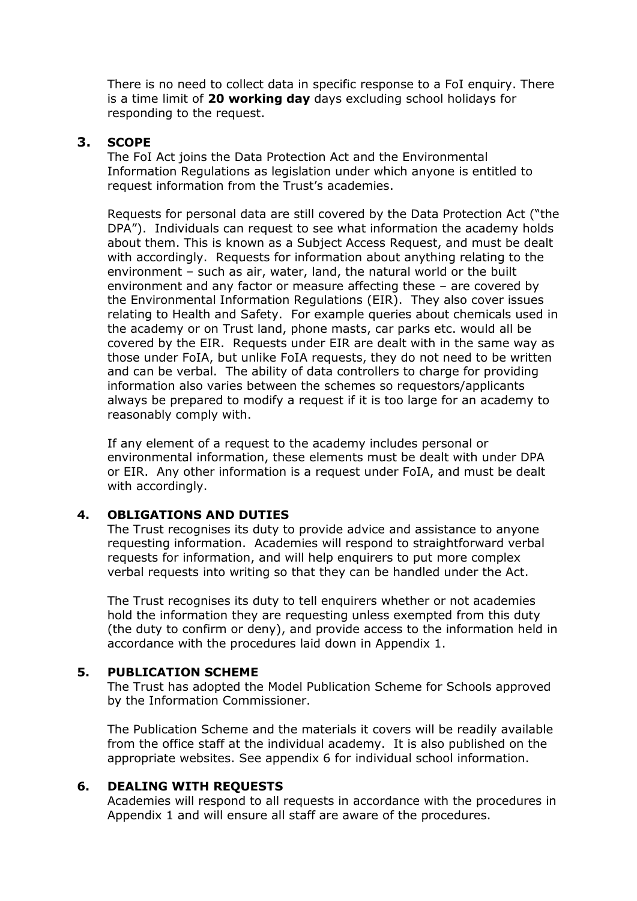There is no need to collect data in specific response to a FoI enquiry. There is a time limit of **20 working day** days excluding school holidays for responding to the request.

## 3. SCOPE

The FoI Act joins the Data Protection Act and the Environmental Information Regulations as legislation under which anyone is entitled to request information from the Trust's academies.

Requests for personal data are still covered by the Data Protection Act ("the DPA"). Individuals can request to see what information the academy holds about them. This is known as a Subject Access Request, and must be dealt with accordingly. Requests for information about anything relating to the environment – such as air, water, land, the natural world or the built environment and any factor or measure affecting these – are covered by the Environmental Information Regulations (EIR). They also cover issues relating to Health and Safety. For example queries about chemicals used in the academy or on Trust land, phone masts, car parks etc. would all be covered by the EIR. Requests under EIR are dealt with in the same way as those under FoIA, but unlike FoIA requests, they do not need to be written and can be verbal. The ability of data controllers to charge for providing information also varies between the schemes so requestors/applicants always be prepared to modify a request if it is too large for an academy to reasonably comply with.

If any element of a request to the academy includes personal or environmental information, these elements must be dealt with under DPA or EIR. Any other information is a request under FoIA, and must be dealt with accordingly.

## 4. OBLIGATIONS AND DUTIES

The Trust recognises its duty to provide advice and assistance to anyone requesting information. Academies will respond to straightforward verbal requests for information, and will help enquirers to put more complex verbal requests into writing so that they can be handled under the Act.

The Trust recognises its duty to tell enquirers whether or not academies hold the information they are requesting unless exempted from this duty (the duty to confirm or deny), and provide access to the information held in accordance with the procedures laid down in Appendix 1.

## 5. PUBLICATION SCHEME

The Trust has adopted the Model Publication Scheme for Schools approved by the Information Commissioner.

The Publication Scheme and the materials it covers will be readily available from the office staff at the individual academy. It is also published on the appropriate websites. See appendix 6 for individual school information.

## 6. DEALING WITH REQUESTS

Academies will respond to all requests in accordance with the procedures in Appendix 1 and will ensure all staff are aware of the procedures.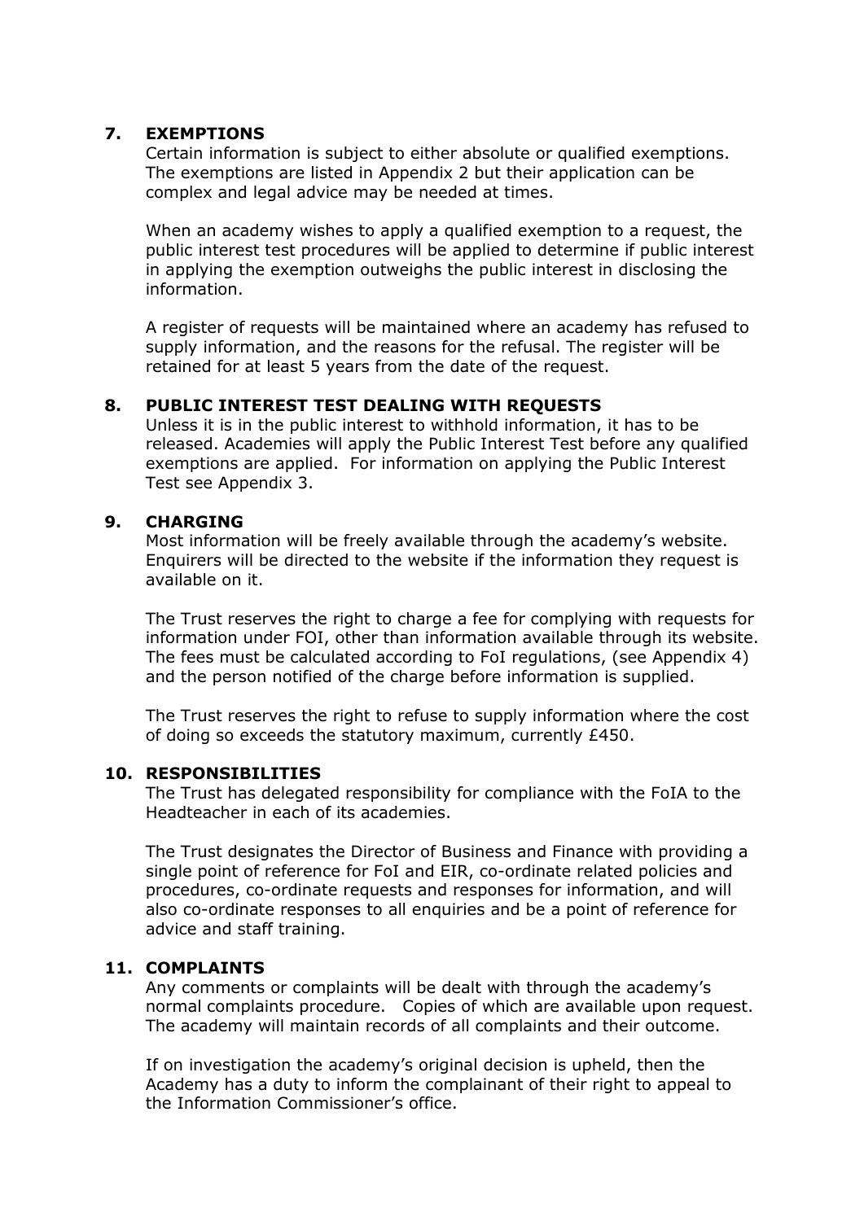## 7. EXEMPTIONS

Certain information is subject to either absolute or qualified exemptions. The exemptions are listed in Appendix 2 but their application can be complex and legal advice may be needed at times.

When an academy wishes to apply a qualified exemption to a request, the public interest test procedures will be applied to determine if public interest in applying the exemption outweighs the public interest in disclosing the information.

A register of requests will be maintained where an academy has refused to supply information, and the reasons for the refusal. The register will be retained for at least 5 years from the date of the request.

## 8. PUBLIC INTEREST TEST DEALING WITH REQUESTS

Unless it is in the public interest to withhold information, it has to be released. Academies will apply the Public Interest Test before any qualified exemptions are applied. For information on applying the Public Interest Test see Appendix 3.

## 9. CHARGING

Most information will be freely available through the academy's website. Enquirers will be directed to the website if the information they request is available on it.

The Trust reserves the right to charge a fee for complying with requests for information under FOI, other than information available through its website. The fees must be calculated according to FoI regulations, (see Appendix 4) and the person notified of the charge before information is supplied.

The Trust reserves the right to refuse to supply information where the cost of doing so exceeds the statutory maximum, currently £450.

## 10. RESPONSIBILITIES

The Trust has delegated responsibility for compliance with the FoIA to the Headteacher in each of its academies.

The Trust designates the Director of Business and Finance with providing a single point of reference for FoI and EIR, co-ordinate related policies and procedures, co-ordinate requests and responses for information, and will also co-ordinate responses to all enquiries and be a point of reference for advice and staff training.

## 11. COMPLAINTS

Any comments or complaints will be dealt with through the academy's normal complaints procedure. Copies of which are available upon request. The academy will maintain records of all complaints and their outcome.

If on investigation the academy's original decision is upheld, then the Academy has a duty to inform the complainant of their right to appeal to the Information Commissioner's office.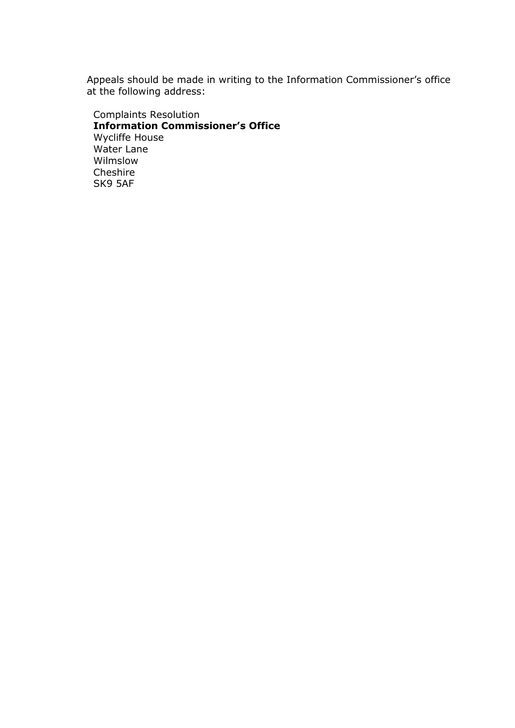Appeals should be made in writing to the Information Commissioner's office at the following address:

Complaints Resolution  
**Information Commissioner's Office**  
Wycliffe House  
Water Lane  
Wilmslow  
Cheshire  
SK9 5AF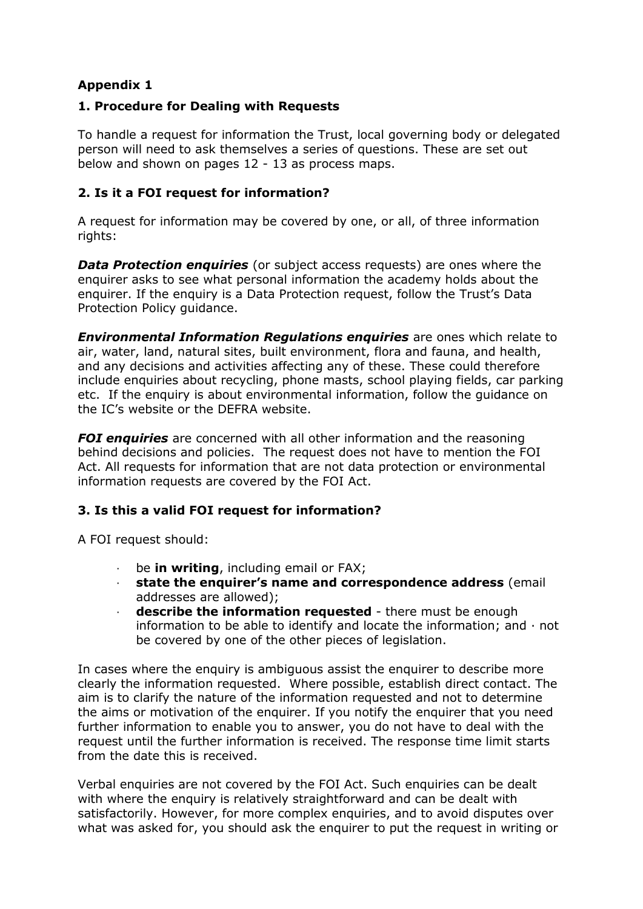**Appendix 1**

**1. Procedure for Dealing with Requests**

To handle a request for information the Trust, local governing body or delegated person will need to ask themselves a series of questions. These are set out below and shown on pages 12 - 13 as process maps.

**2. Is it a FOI request for information?**

A request for information may be covered by one, or all, of three information rights:

***Data Protection enquiries*** (or subject access requests) are ones where the enquirer asks to see what personal information the academy holds about the enquirer. If the enquiry is a Data Protection request, follow the Trust's Data Protection Policy guidance.

***Environmental Information Regulations enquiries*** are ones which relate to air, water, land, natural sites, built environment, flora and fauna, and health, and any decisions and activities affecting any of these. These could therefore include enquiries about recycling, phone masts, school playing fields, car parking etc. If the enquiry is about environmental information, follow the guidance on the IC's website or the DEFRA website.

***FOI enquiries*** are concerned with all other information and the reasoning behind decisions and policies. The request does not have to mention the FOI Act. All requests for information that are not data protection or environmental information requests are covered by the FOI Act.

**3. Is this a valid FOI request for information?**

A FOI request should:

- be **in writing**, including email or FAX;
- **state the enquirer's name and correspondence address** (email addresses are allowed);
- **describe the information requested** - there must be enough information to be able to identify and locate the information; and · not be covered by one of the other pieces of legislation.

In cases where the enquiry is ambiguous assist the enquirer to describe more clearly the information requested. Where possible, establish direct contact. The aim is to clarify the nature of the information requested and not to determine the aims or motivation of the enquirer. If you notify the enquirer that you need further information to enable you to answer, you do not have to deal with the request until the further information is received. The response time limit starts from the date this is received.

Verbal enquiries are not covered by the FOI Act. Such enquiries can be dealt with where the enquiry is relatively straightforward and can be dealt with satisfactorily. However, for more complex enquiries, and to avoid disputes over what was asked for, you should ask the enquirer to put the request in writing or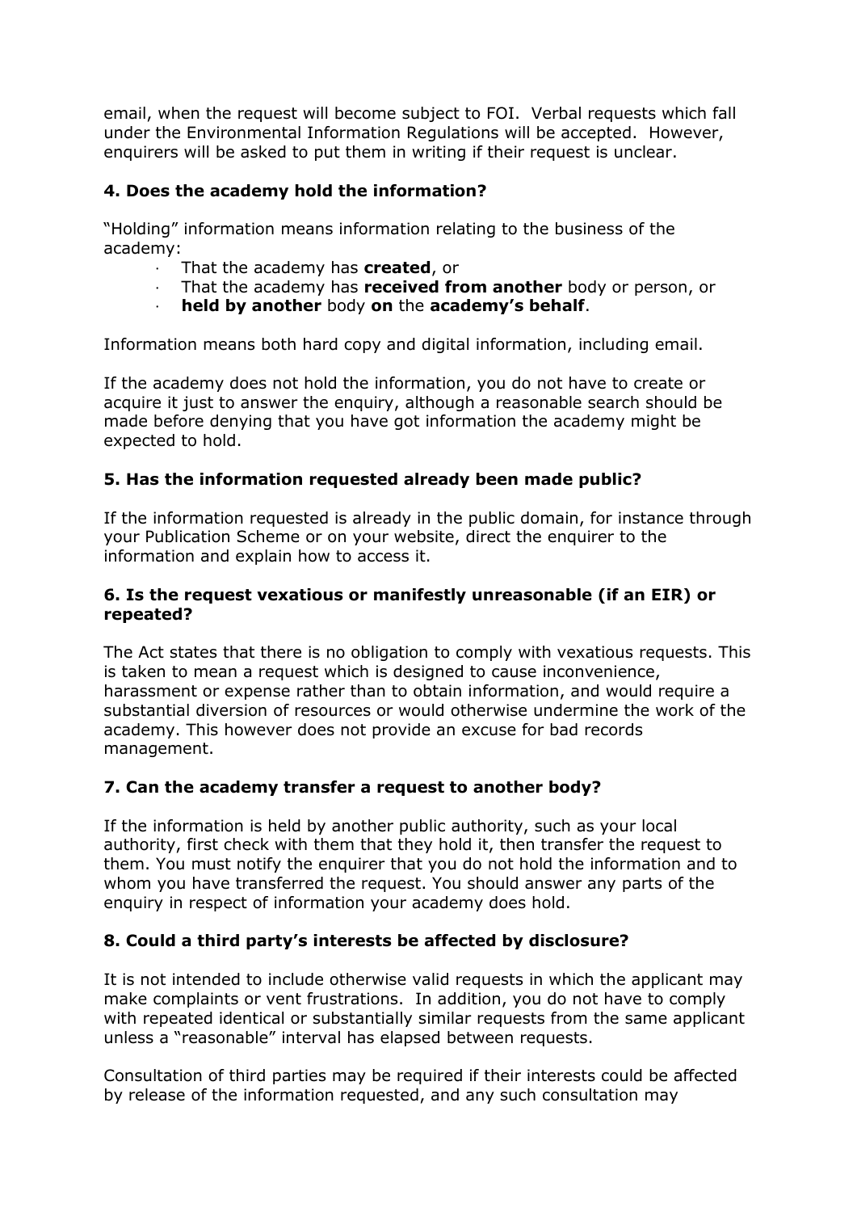email, when the request will become subject to FOI. Verbal requests which fall under the Environmental Information Regulations will be accepted. However, enquirers will be asked to put them in writing if their request is unclear.

### 4. Does the academy hold the information?

"Holding" information means information relating to the business of the academy:

- That the academy has **created**, or
- That the academy has **received from another** body or person, or
- **held by another** body **on** the **academy's behalf**.

Information means both hard copy and digital information, including email.

If the academy does not hold the information, you do not have to create or acquire it just to answer the enquiry, although a reasonable search should be made before denying that you have got information the academy might be expected to hold.

### 5. Has the information requested already been made public?

If the information requested is already in the public domain, for instance through your Publication Scheme or on your website, direct the enquirer to the information and explain how to access it.

### 6. Is the request vexatious or manifestly unreasonable (if an EIR) or repeated?

The Act states that there is no obligation to comply with vexatious requests. This is taken to mean a request which is designed to cause inconvenience, harassment or expense rather than to obtain information, and would require a substantial diversion of resources or would otherwise undermine the work of the academy. This however does not provide an excuse for bad records management.

### 7. Can the academy transfer a request to another body?

If the information is held by another public authority, such as your local authority, first check with them that they hold it, then transfer the request to them. You must notify the enquirer that you do not hold the information and to whom you have transferred the request. You should answer any parts of the enquiry in respect of information your academy does hold.

### 8. Could a third party's interests be affected by disclosure?

It is not intended to include otherwise valid requests in which the applicant may make complaints or vent frustrations. In addition, you do not have to comply with repeated identical or substantially similar requests from the same applicant unless a "reasonable" interval has elapsed between requests.

Consultation of third parties may be required if their interests could be affected by release of the information requested, and any such consultation may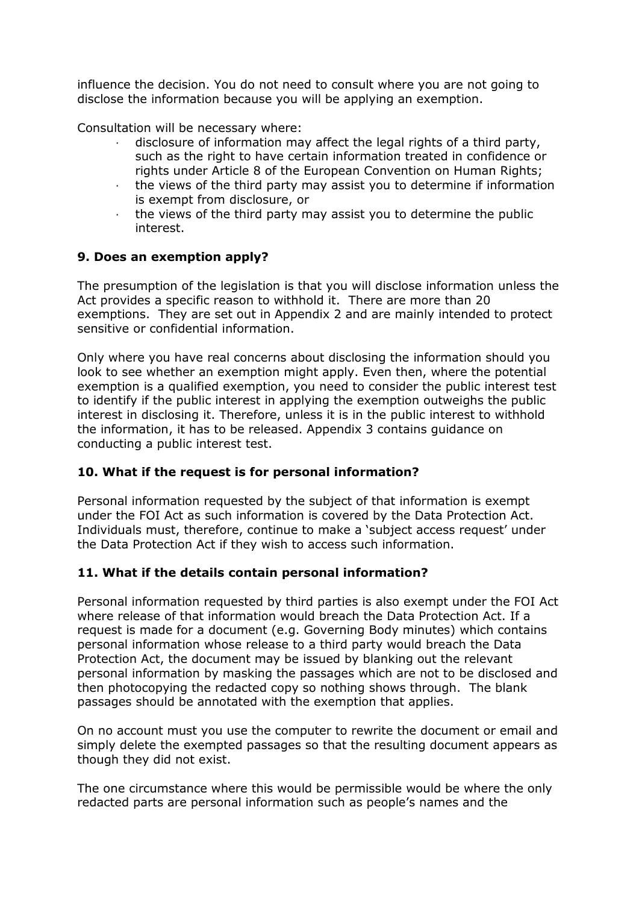influence the decision. You do not need to consult where you are not going to disclose the information because you will be applying an exemption.

Consultation will be necessary where:

- disclosure of information may affect the legal rights of a third party, such as the right to have certain information treated in confidence or rights under Article 8 of the European Convention on Human Rights;
- the views of the third party may assist you to determine if information is exempt from disclosure, or
- the views of the third party may assist you to determine the public interest.

**9. Does an exemption apply?**

The presumption of the legislation is that you will disclose information unless the Act provides a specific reason to withhold it. There are more than 20 exemptions. They are set out in Appendix 2 and are mainly intended to protect sensitive or confidential information.

Only where you have real concerns about disclosing the information should you look to see whether an exemption might apply. Even then, where the potential exemption is a qualified exemption, you need to consider the public interest test to identify if the public interest in applying the exemption outweighs the public interest in disclosing it. Therefore, unless it is in the public interest to withhold the information, it has to be released. Appendix 3 contains guidance on conducting a public interest test.

**10. What if the request is for personal information?**

Personal information requested by the subject of that information is exempt under the FOI Act as such information is covered by the Data Protection Act. Individuals must, therefore, continue to make a 'subject access request' under the Data Protection Act if they wish to access such information.

**11. What if the details contain personal information?**

Personal information requested by third parties is also exempt under the FOI Act where release of that information would breach the Data Protection Act. If a request is made for a document (e.g. Governing Body minutes) which contains personal information whose release to a third party would breach the Data Protection Act, the document may be issued by blanking out the relevant personal information by masking the passages which are not to be disclosed and then photocopying the redacted copy so nothing shows through. The blank passages should be annotated with the exemption that applies.

On no account must you use the computer to rewrite the document or email and simply delete the exempted passages so that the resulting document appears as though they did not exist.

The one circumstance where this would be permissible would be where the only redacted parts are personal information such as people's names and the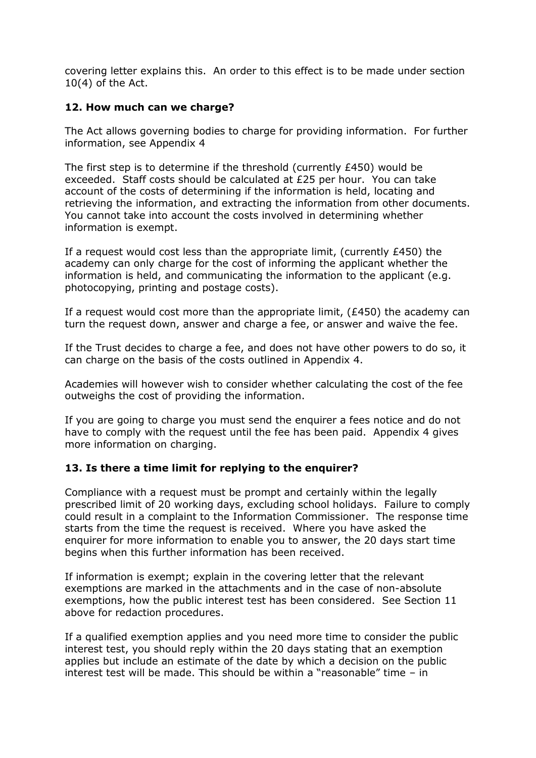covering letter explains this. An order to this effect is to be made under section 10(4) of the Act.

## 12. How much can we charge?

The Act allows governing bodies to charge for providing information. For further information, see Appendix 4

The first step is to determine if the threshold (currently £450) would be exceeded. Staff costs should be calculated at £25 per hour. You can take account of the costs of determining if the information is held, locating and retrieving the information, and extracting the information from other documents. You cannot take into account the costs involved in determining whether information is exempt.

If a request would cost less than the appropriate limit, (currently £450) the academy can only charge for the cost of informing the applicant whether the information is held, and communicating the information to the applicant (e.g. photocopying, printing and postage costs).

If a request would cost more than the appropriate limit, (£450) the academy can turn the request down, answer and charge a fee, or answer and waive the fee.

If the Trust decides to charge a fee, and does not have other powers to do so, it can charge on the basis of the costs outlined in Appendix 4.

Academies will however wish to consider whether calculating the cost of the fee outweighs the cost of providing the information.

If you are going to charge you must send the enquirer a fees notice and do not have to comply with the request until the fee has been paid. Appendix 4 gives more information on charging.

## 13. Is there a time limit for replying to the enquirer?

Compliance with a request must be prompt and certainly within the legally prescribed limit of 20 working days, excluding school holidays. Failure to comply could result in a complaint to the Information Commissioner. The response time starts from the time the request is received. Where you have asked the enquirer for more information to enable you to answer, the 20 days start time begins when this further information has been received.

If information is exempt; explain in the covering letter that the relevant exemptions are marked in the attachments and in the case of non-absolute exemptions, how the public interest test has been considered. See Section 11 above for redaction procedures.

If a qualified exemption applies and you need more time to consider the public interest test, you should reply within the 20 days stating that an exemption applies but include an estimate of the date by which a decision on the public interest test will be made. This should be within a "reasonable" time – in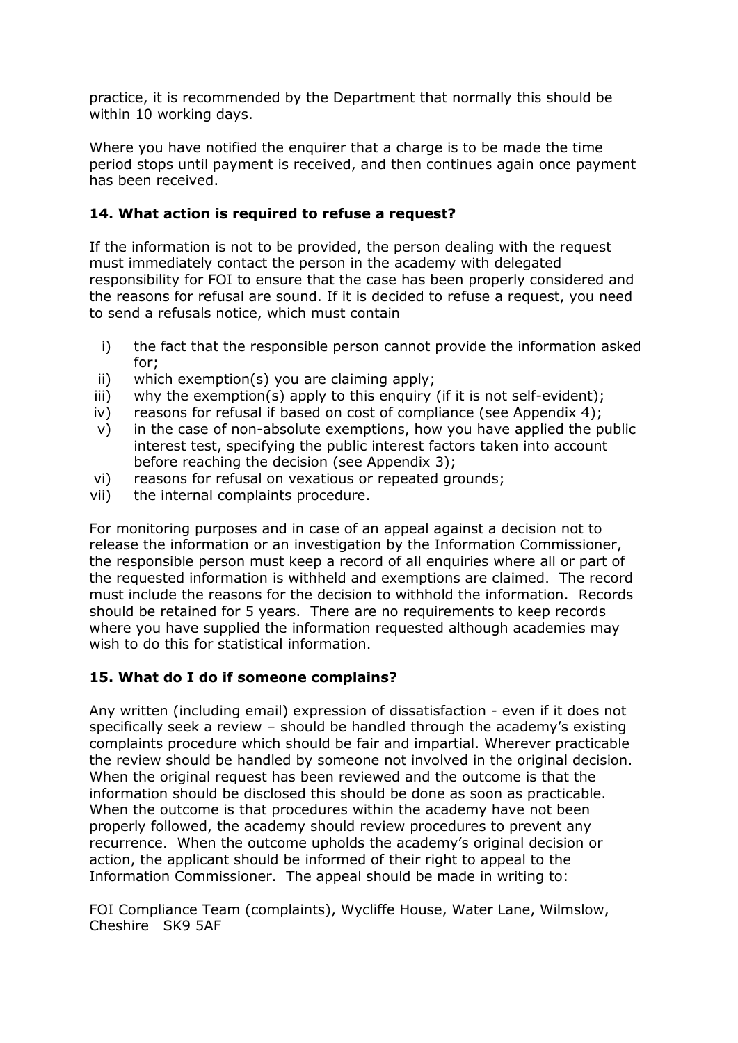practice, it is recommended by the Department that normally this should be within 10 working days.

Where you have notified the enquirer that a charge is to be made the time period stops until payment is received, and then continues again once payment has been received.

### 14. What action is required to refuse a request?

If the information is not to be provided, the person dealing with the request must immediately contact the person in the academy with delegated responsibility for FOI to ensure that the case has been properly considered and the reasons for refusal are sound. If it is decided to refuse a request, you need to send a refusals notice, which must contain

i) the fact that the responsible person cannot provide the information asked for;
ii) which exemption(s) you are claiming apply;
iii) why the exemption(s) apply to this enquiry (if it is not self-evident);
iv) reasons for refusal if based on cost of compliance (see Appendix 4);
v) in the case of non-absolute exemptions, how you have applied the public interest test, specifying the public interest factors taken into account before reaching the decision (see Appendix 3);
vi) reasons for refusal on vexatious or repeated grounds;
vii) the internal complaints procedure.

For monitoring purposes and in case of an appeal against a decision not to release the information or an investigation by the Information Commissioner, the responsible person must keep a record of all enquiries where all or part of the requested information is withheld and exemptions are claimed. The record must include the reasons for the decision to withhold the information. Records should be retained for 5 years. There are no requirements to keep records where you have supplied the information requested although academies may wish to do this for statistical information.

### 15. What do I do if someone complains?

Any written (including email) expression of dissatisfaction - even if it does not specifically seek a review – should be handled through the academy's existing complaints procedure which should be fair and impartial. Wherever practicable the review should be handled by someone not involved in the original decision. When the original request has been reviewed and the outcome is that the information should be disclosed this should be done as soon as practicable. When the outcome is that procedures within the academy have not been properly followed, the academy should review procedures to prevent any recurrence. When the outcome upholds the academy's original decision or action, the applicant should be informed of their right to appeal to the Information Commissioner. The appeal should be made in writing to:

FOI Compliance Team (complaints), Wycliffe House, Water Lane, Wilmslow, Cheshire SK9 5AF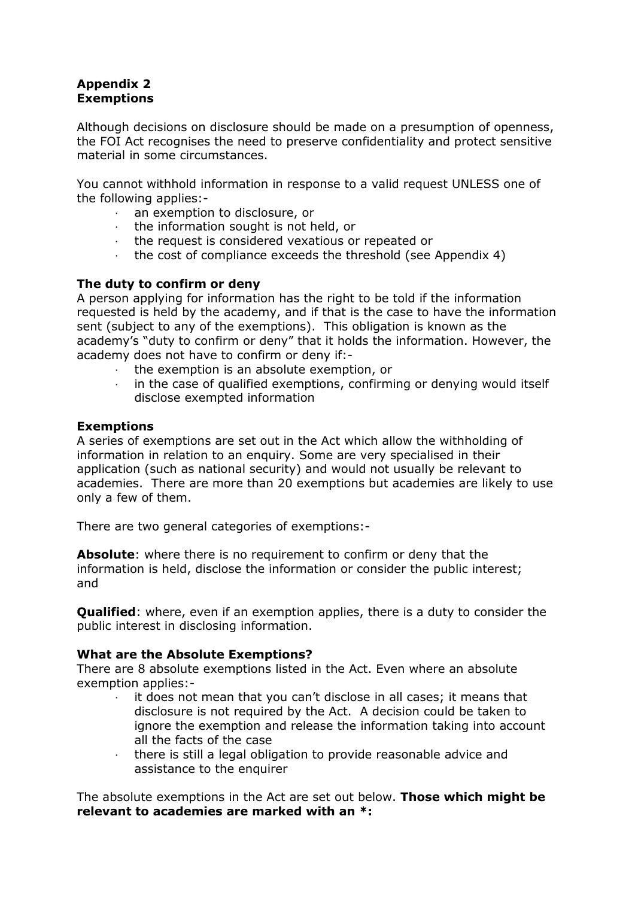**Appendix 2**
**Exemptions**

Although decisions on disclosure should be made on a presumption of openness, the FOI Act recognises the need to preserve confidentiality and protect sensitive material in some circumstances.

You cannot withhold information in response to a valid request UNLESS one of the following applies:-

- an exemption to disclosure, or
- the information sought is not held, or
- the request is considered vexatious or repeated or
- the cost of compliance exceeds the threshold (see Appendix 4)

**The duty to confirm or deny**

A person applying for information has the right to be told if the information requested is held by the academy, and if that is the case to have the information sent (subject to any of the exemptions). This obligation is known as the academy's "duty to confirm or deny" that it holds the information. However, the academy does not have to confirm or deny if:-

- the exemption is an absolute exemption, or
- in the case of qualified exemptions, confirming or denying would itself disclose exempted information

**Exemptions**

A series of exemptions are set out in the Act which allow the withholding of information in relation to an enquiry. Some are very specialised in their application (such as national security) and would not usually be relevant to academies. There are more than 20 exemptions but academies are likely to use only a few of them.

There are two general categories of exemptions:-

**Absolute**: where there is no requirement to confirm or deny that the information is held, disclose the information or consider the public interest; and

**Qualified**: where, even if an exemption applies, there is a duty to consider the public interest in disclosing information.

**What are the Absolute Exemptions?**

There are 8 absolute exemptions listed in the Act. Even where an absolute exemption applies:-

- it does not mean that you can't disclose in all cases; it means that disclosure is not required by the Act. A decision could be taken to ignore the exemption and release the information taking into account all the facts of the case
- there is still a legal obligation to provide reasonable advice and assistance to the enquirer

The absolute exemptions in the Act are set out below. **Those which might be relevant to academies are marked with an *:**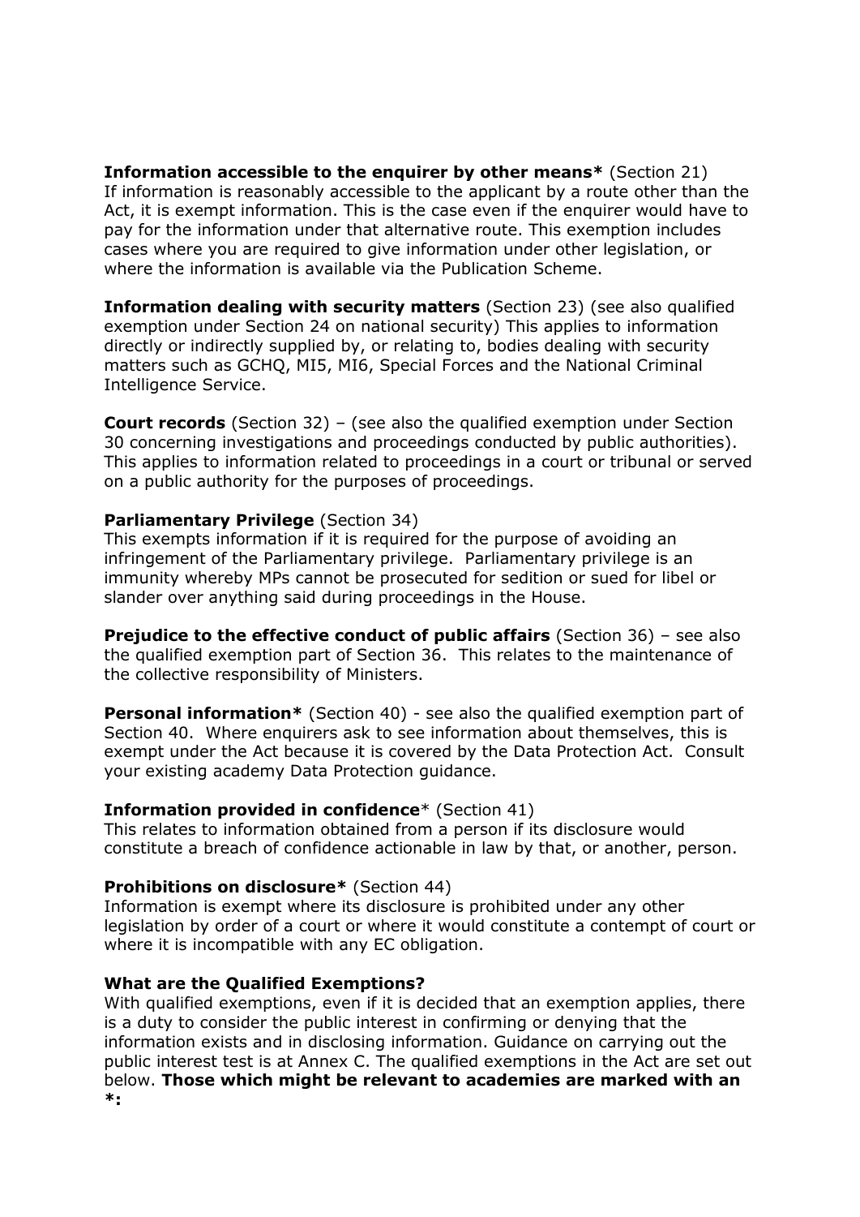**Information accessible to the enquirer by other means*** (Section 21)
If information is reasonably accessible to the applicant by a route other than the Act, it is exempt information. This is the case even if the enquirer would have to pay for the information under that alternative route. This exemption includes cases where you are required to give information under other legislation, or where the information is available via the Publication Scheme.

**Information dealing with security matters** (Section 23) (see also qualified exemption under Section 24 on national security) This applies to information directly or indirectly supplied by, or relating to, bodies dealing with security matters such as GCHQ, MI5, MI6, Special Forces and the National Criminal Intelligence Service.

**Court records** (Section 32) – (see also the qualified exemption under Section 30 concerning investigations and proceedings conducted by public authorities). This applies to information related to proceedings in a court or tribunal or served on a public authority for the purposes of proceedings.

**Parliamentary Privilege** (Section 34)
This exempts information if it is required for the purpose of avoiding an infringement of the Parliamentary privilege. Parliamentary privilege is an immunity whereby MPs cannot be prosecuted for sedition or sued for libel or slander over anything said during proceedings in the House.

**Prejudice to the effective conduct of public affairs** (Section 36) – see also the qualified exemption part of Section 36. This relates to the maintenance of the collective responsibility of Ministers.

**Personal information*** (Section 40) - see also the qualified exemption part of Section 40. Where enquirers ask to see information about themselves, this is exempt under the Act because it is covered by the Data Protection Act. Consult your existing academy Data Protection guidance.

**Information provided in confidence*** (Section 41)
This relates to information obtained from a person if its disclosure would constitute a breach of confidence actionable in law by that, or another, person.

**Prohibitions on disclosure*** (Section 44)
Information is exempt where its disclosure is prohibited under any other legislation by order of a court or where it would constitute a contempt of court or where it is incompatible with any EC obligation.

**What are the Qualified Exemptions?**
With qualified exemptions, even if it is decided that an exemption applies, there is a duty to consider the public interest in confirming or denying that the information exists and in disclosing information. Guidance on carrying out the public interest test is at Annex C. The qualified exemptions in the Act are set out below. **Those which might be relevant to academies are marked with an *:**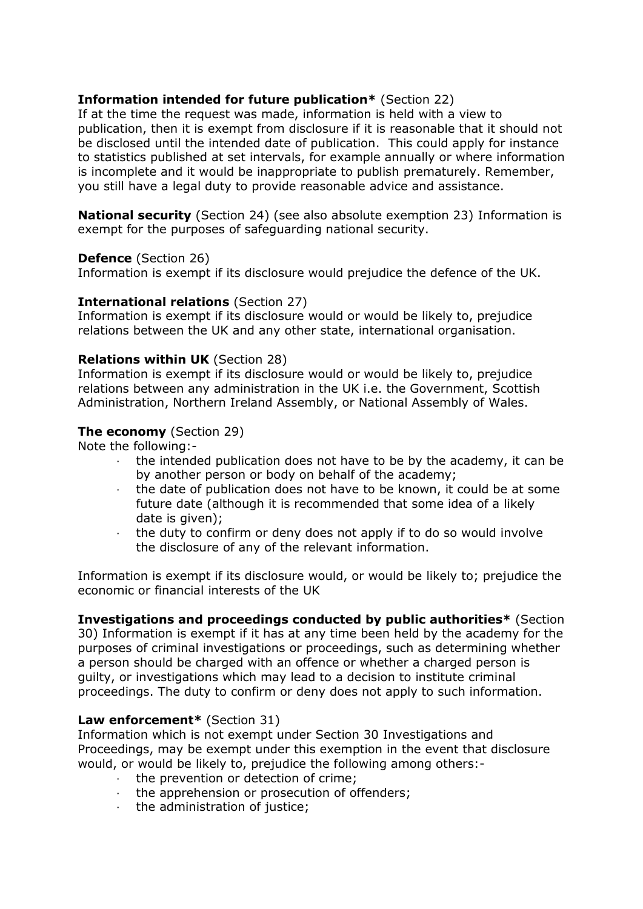**Information intended for future publication*** (Section 22)
If at the time the request was made, information is held with a view to publication, then it is exempt from disclosure if it is reasonable that it should not be disclosed until the intended date of publication. This could apply for instance to statistics published at set intervals, for example annually or where information is incomplete and it would be inappropriate to publish prematurely. Remember, you still have a legal duty to provide reasonable advice and assistance.

**National security** (Section 24) (see also absolute exemption 23) Information is exempt for the purposes of safeguarding national security.

**Defence** (Section 26)
Information is exempt if its disclosure would prejudice the defence of the UK.

**International relations** (Section 27)
Information is exempt if its disclosure would or would be likely to, prejudice relations between the UK and any other state, international organisation.

**Relations within UK** (Section 28)
Information is exempt if its disclosure would or would be likely to, prejudice relations between any administration in the UK i.e. the Government, Scottish Administration, Northern Ireland Assembly, or National Assembly of Wales.

**The economy** (Section 29)
Note the following:-

- the intended publication does not have to be by the academy, it can be by another person or body on behalf of the academy;
- the date of publication does not have to be known, it could be at some future date (although it is recommended that some idea of a likely date is given);
- the duty to confirm or deny does not apply if to do so would involve the disclosure of any of the relevant information.

Information is exempt if its disclosure would, or would be likely to; prejudice the economic or financial interests of the UK

**Investigations and proceedings conducted by public authorities*** (Section 30) Information is exempt if it has at any time been held by the academy for the purposes of criminal investigations or proceedings, such as determining whether a person should be charged with an offence or whether a charged person is guilty, or investigations which may lead to a decision to institute criminal proceedings. The duty to confirm or deny does not apply to such information.

**Law enforcement*** (Section 31)
Information which is not exempt under Section 30 Investigations and Proceedings, may be exempt under this exemption in the event that disclosure would, or would be likely to, prejudice the following among others:-

- the prevention or detection of crime;
- the apprehension or prosecution of offenders;
- the administration of justice;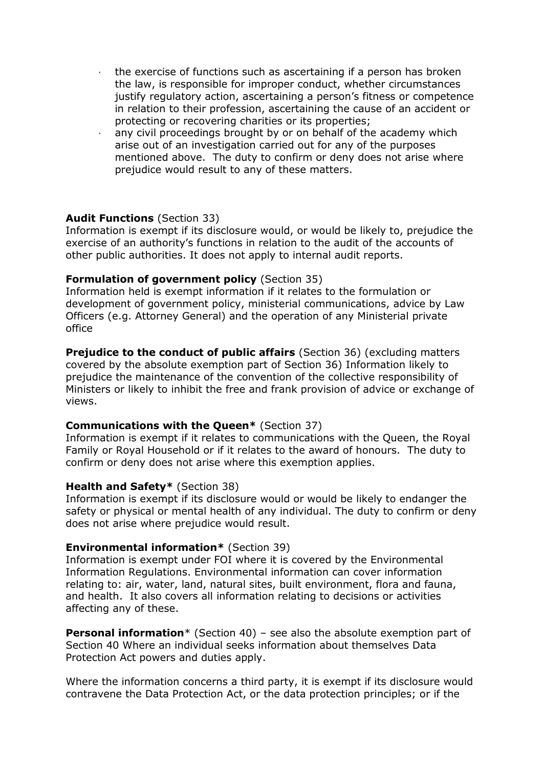- the exercise of functions such as ascertaining if a person has broken the law, is responsible for improper conduct, whether circumstances justify regulatory action, ascertaining a person's fitness or competence in relation to their profession, ascertaining the cause of an accident or protecting or recovering charities or its properties;
- any civil proceedings brought by or on behalf of the academy which arise out of an investigation carried out for any of the purposes mentioned above. The duty to confirm or deny does not arise where prejudice would result to any of these matters.

**Audit Functions** (Section 33)
Information is exempt if its disclosure would, or would be likely to, prejudice the exercise of an authority's functions in relation to the audit of the accounts of other public authorities. It does not apply to internal audit reports.

**Formulation of government policy** (Section 35)
Information held is exempt information if it relates to the formulation or development of government policy, ministerial communications, advice by Law Officers (e.g. Attorney General) and the operation of any Ministerial private office

**Prejudice to the conduct of public affairs** (Section 36) (excluding matters covered by the absolute exemption part of Section 36) Information likely to prejudice the maintenance of the convention of the collective responsibility of Ministers or likely to inhibit the free and frank provision of advice or exchange of views.

**Communications with the Queen*** (Section 37)
Information is exempt if it relates to communications with the Queen, the Royal Family or Royal Household or if it relates to the award of honours. The duty to confirm or deny does not arise where this exemption applies.

**Health and Safety*** (Section 38)
Information is exempt if its disclosure would or would be likely to endanger the safety or physical or mental health of any individual. The duty to confirm or deny does not arise where prejudice would result.

**Environmental information*** (Section 39)
Information is exempt under FOI where it is covered by the Environmental Information Regulations. Environmental information can cover information relating to: air, water, land, natural sites, built environment, flora and fauna, and health. It also covers all information relating to decisions or activities affecting any of these.

**Personal information*** (Section 40) – see also the absolute exemption part of Section 40 Where an individual seeks information about themselves Data Protection Act powers and duties apply.

Where the information concerns a third party, it is exempt if its disclosure would contravene the Data Protection Act, or the data protection principles; or if the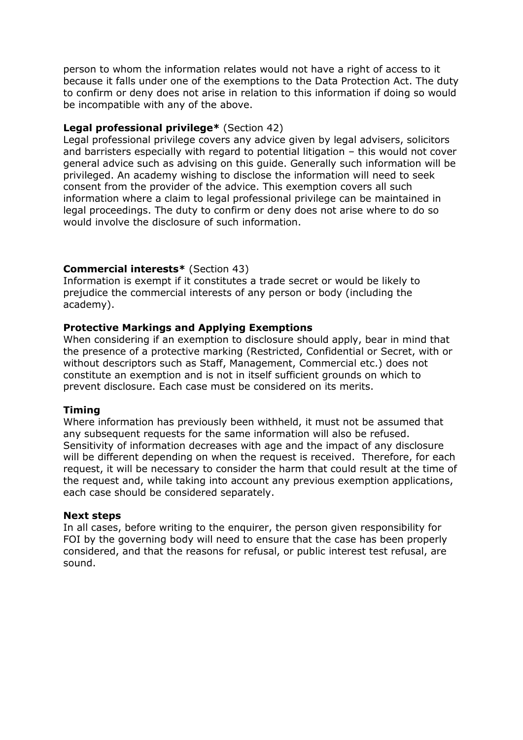person to whom the information relates would not have a right of access to it because it falls under one of the exemptions to the Data Protection Act. The duty to confirm or deny does not arise in relation to this information if doing so would be incompatible with any of the above.

**Legal professional privilege*** (Section 42)
Legal professional privilege covers any advice given by legal advisers, solicitors and barristers especially with regard to potential litigation – this would not cover general advice such as advising on this guide. Generally such information will be privileged. An academy wishing to disclose the information will need to seek consent from the provider of the advice. This exemption covers all such information where a claim to legal professional privilege can be maintained in legal proceedings. The duty to confirm or deny does not arise where to do so would involve the disclosure of such information.

**Commercial interests*** (Section 43)
Information is exempt if it constitutes a trade secret or would be likely to prejudice the commercial interests of any person or body (including the academy).

**Protective Markings and Applying Exemptions**
When considering if an exemption to disclosure should apply, bear in mind that the presence of a protective marking (Restricted, Confidential or Secret, with or without descriptors such as Staff, Management, Commercial etc.) does not constitute an exemption and is not in itself sufficient grounds on which to prevent disclosure. Each case must be considered on its merits.

**Timing**
Where information has previously been withheld, it must not be assumed that any subsequent requests for the same information will also be refused. Sensitivity of information decreases with age and the impact of any disclosure will be different depending on when the request is received. Therefore, for each request, it will be necessary to consider the harm that could result at the time of the request and, while taking into account any previous exemption applications, each case should be considered separately.

**Next steps**
In all cases, before writing to the enquirer, the person given responsibility for FOI by the governing body will need to ensure that the case has been properly considered, and that the reasons for refusal, or public interest test refusal, are sound.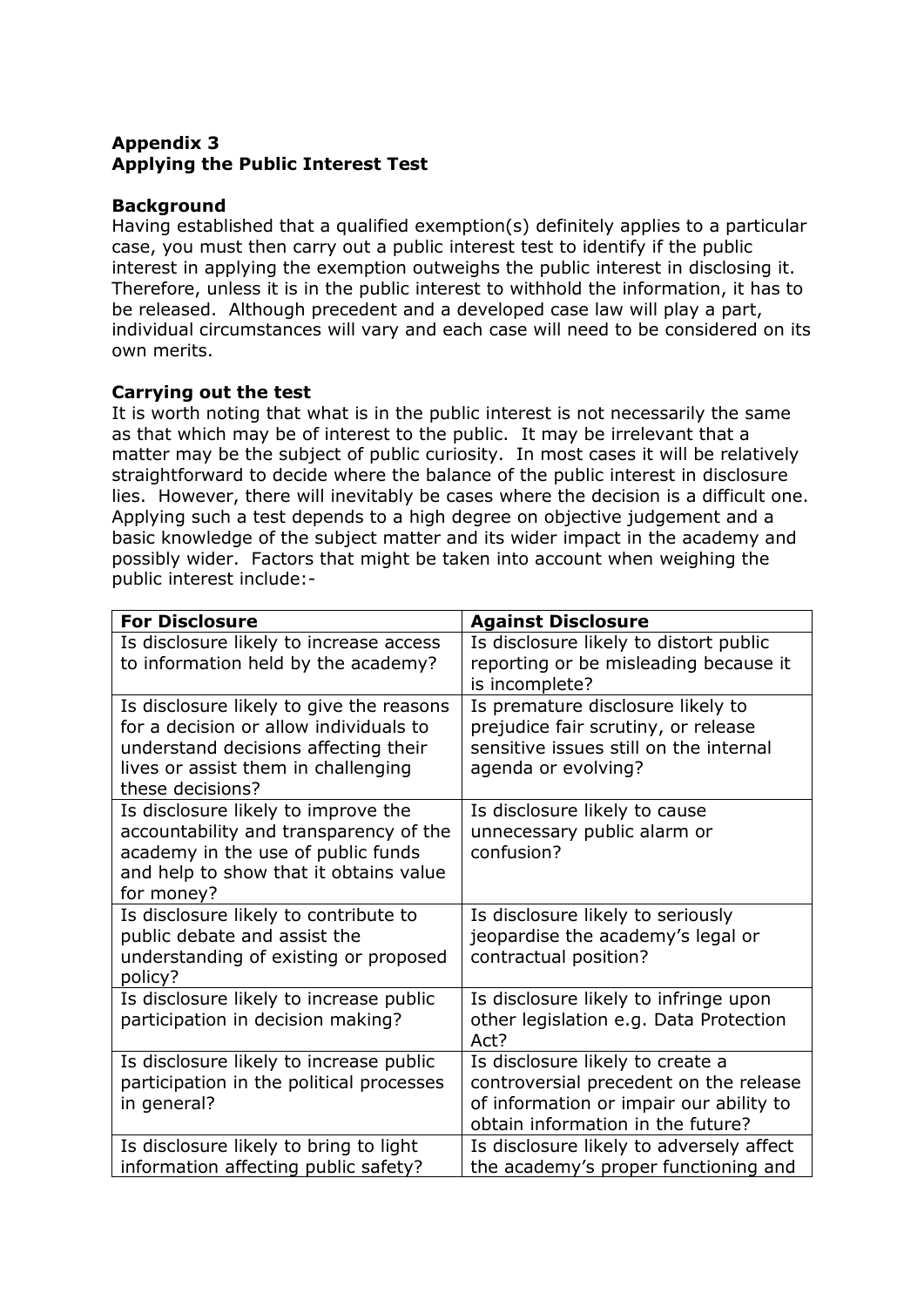**Appendix 3**
**Applying the Public Interest Test**

**Background**
Having established that a qualified exemption(s) definitely applies to a particular case, you must then carry out a public interest test to identify if the public interest in applying the exemption outweighs the public interest in disclosing it. Therefore, unless it is in the public interest to withhold the information, it has to be released. Although precedent and a developed case law will play a part, individual circumstances will vary and each case will need to be considered on its own merits.

**Carrying out the test**
It is worth noting that what is in the public interest is not necessarily the same as that which may be of interest to the public. It may be irrelevant that a matter may be the subject of public curiosity. In most cases it will be relatively straightforward to decide where the balance of the public interest in disclosure lies. However, there will inevitably be cases where the decision is a difficult one. Applying such a test depends to a high degree on objective judgement and a basic knowledge of the subject matter and its wider impact in the academy and possibly wider. Factors that might be taken into account when weighing the public interest include:-

| **For Disclosure** | **Against Disclosure** |
|---|---|
| Is disclosure likely to increase access to information held by the academy? | Is disclosure likely to distort public reporting or be misleading because it is incomplete? |
| Is disclosure likely to give the reasons for a decision or allow individuals to understand decisions affecting their lives or assist them in challenging these decisions? | Is premature disclosure likely to prejudice fair scrutiny, or release sensitive issues still on the internal agenda or evolving? |
| Is disclosure likely to improve the accountability and transparency of the academy in the use of public funds and help to show that it obtains value for money? | Is disclosure likely to cause unnecessary public alarm or confusion? |
| Is disclosure likely to contribute to public debate and assist the understanding of existing or proposed policy? | Is disclosure likely to seriously jeopardise the academy's legal or contractual position? |
| Is disclosure likely to increase public participation in decision making? | Is disclosure likely to infringe upon other legislation e.g. Data Protection Act? |
| Is disclosure likely to increase public participation in the political processes in general? | Is disclosure likely to create a controversial precedent on the release of information or impair our ability to obtain information in the future? |
| Is disclosure likely to bring to light information affecting public safety? | Is disclosure likely to adversely affect the academy's proper functioning and |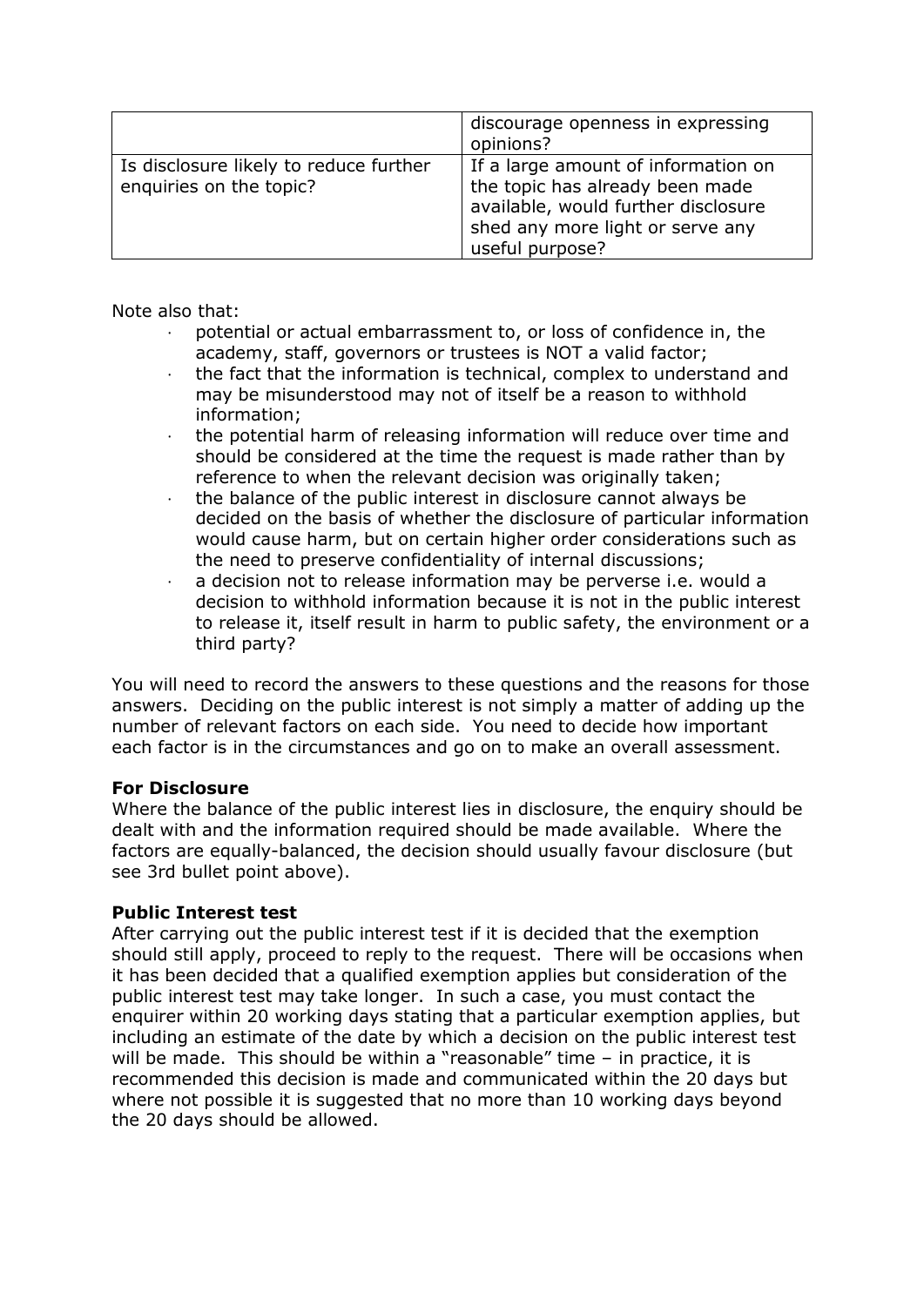| | |
|---|---|
| | discourage openness in expressing opinions? |
| Is disclosure likely to reduce further enquiries on the topic? | If a large amount of information on the topic has already been made available, would further disclosure shed any more light or serve any useful purpose? |

Note also that:

- potential or actual embarrassment to, or loss of confidence in, the academy, staff, governors or trustees is NOT a valid factor;
- the fact that the information is technical, complex to understand and may be misunderstood may not of itself be a reason to withhold information;
- the potential harm of releasing information will reduce over time and should be considered at the time the request is made rather than by reference to when the relevant decision was originally taken;
- the balance of the public interest in disclosure cannot always be decided on the basis of whether the disclosure of particular information would cause harm, but on certain higher order considerations such as the need to preserve confidentiality of internal discussions;
- a decision not to release information may be perverse i.e. would a decision to withhold information because it is not in the public interest to release it, itself result in harm to public safety, the environment or a third party?

You will need to record the answers to these questions and the reasons for those answers. Deciding on the public interest is not simply a matter of adding up the number of relevant factors on each side. You need to decide how important each factor is in the circumstances and go on to make an overall assessment.

**For Disclosure**
Where the balance of the public interest lies in disclosure, the enquiry should be dealt with and the information required should be made available. Where the factors are equally-balanced, the decision should usually favour disclosure (but see 3rd bullet point above).

**Public Interest test**
After carrying out the public interest test if it is decided that the exemption should still apply, proceed to reply to the request. There will be occasions when it has been decided that a qualified exemption applies but consideration of the public interest test may take longer. In such a case, you must contact the enquirer within 20 working days stating that a particular exemption applies, but including an estimate of the date by which a decision on the public interest test will be made. This should be within a "reasonable" time – in practice, it is recommended this decision is made and communicated within the 20 days but where not possible it is suggested that no more than 10 working days beyond the 20 days should be allowed.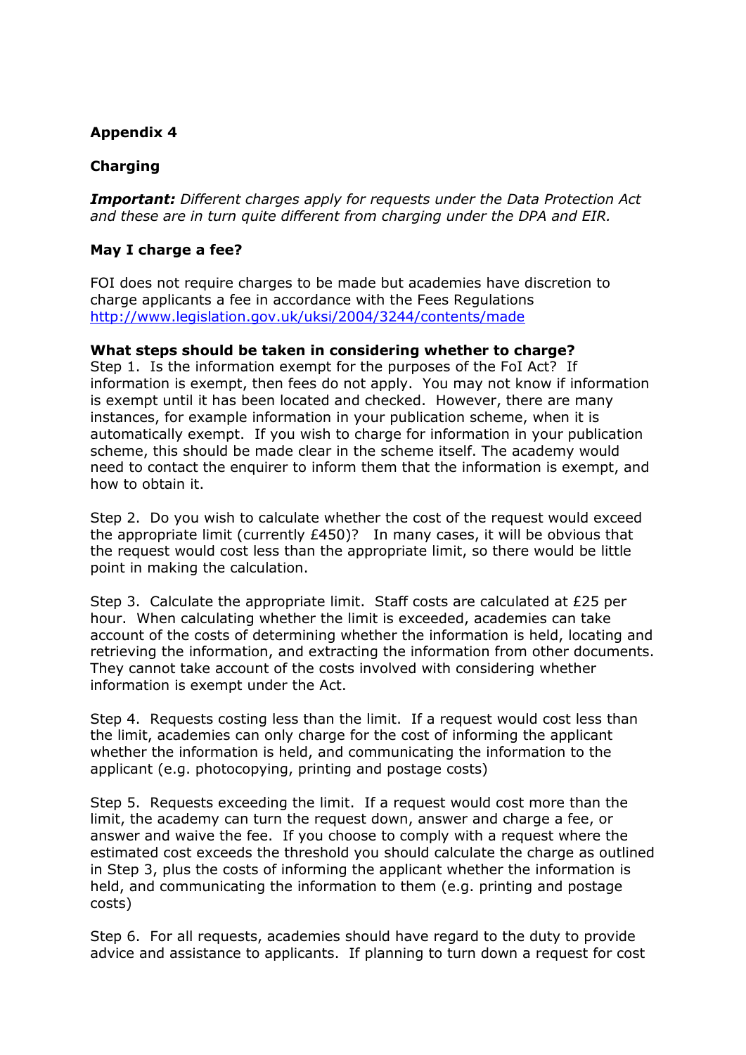**Appendix 4**

**Charging**

***Important:*** *Different charges apply for requests under the Data Protection Act and these are in turn quite different from charging under the DPA and EIR.*

**May I charge a fee?**

FOI does not require charges to be made but academies have discretion to charge applicants a fee in accordance with the Fees Regulations http://www.legislation.gov.uk/uksi/2004/3244/contents/made

**What steps should be taken in considering whether to charge?**

Step 1. Is the information exempt for the purposes of the FoI Act? If information is exempt, then fees do not apply. You may not know if information is exempt until it has been located and checked. However, there are many instances, for example information in your publication scheme, when it is automatically exempt. If you wish to charge for information in your publication scheme, this should be made clear in the scheme itself. The academy would need to contact the enquirer to inform them that the information is exempt, and how to obtain it.

Step 2. Do you wish to calculate whether the cost of the request would exceed the appropriate limit (currently £450)? In many cases, it will be obvious that the request would cost less than the appropriate limit, so there would be little point in making the calculation.

Step 3. Calculate the appropriate limit. Staff costs are calculated at £25 per hour. When calculating whether the limit is exceeded, academies can take account of the costs of determining whether the information is held, locating and retrieving the information, and extracting the information from other documents. They cannot take account of the costs involved with considering whether information is exempt under the Act.

Step 4. Requests costing less than the limit. If a request would cost less than the limit, academies can only charge for the cost of informing the applicant whether the information is held, and communicating the information to the applicant (e.g. photocopying, printing and postage costs)

Step 5. Requests exceeding the limit. If a request would cost more than the limit, the academy can turn the request down, answer and charge a fee, or answer and waive the fee. If you choose to comply with a request where the estimated cost exceeds the threshold you should calculate the charge as outlined in Step 3, plus the costs of informing the applicant whether the information is held, and communicating the information to them (e.g. printing and postage costs)

Step 6. For all requests, academies should have regard to the duty to provide advice and assistance to applicants. If planning to turn down a request for cost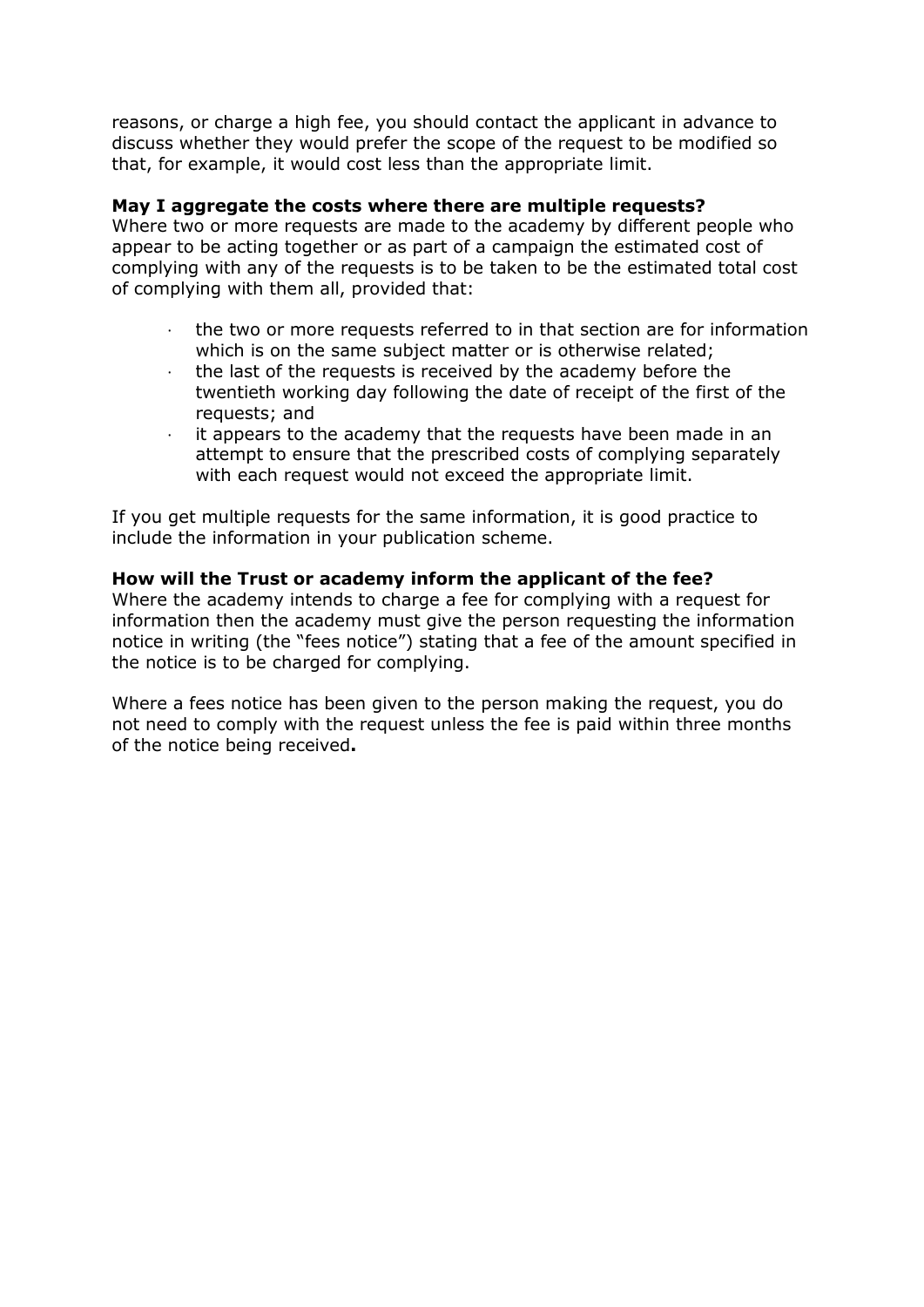reasons, or charge a high fee, you should contact the applicant in advance to discuss whether they would prefer the scope of the request to be modified so that, for example, it would cost less than the appropriate limit.

**May I aggregate the costs where there are multiple requests?**

Where two or more requests are made to the academy by different people who appear to be acting together or as part of a campaign the estimated cost of complying with any of the requests is to be taken to be the estimated total cost of complying with them all, provided that:

- the two or more requests referred to in that section are for information which is on the same subject matter or is otherwise related;
- the last of the requests is received by the academy before the twentieth working day following the date of receipt of the first of the requests; and
- it appears to the academy that the requests have been made in an attempt to ensure that the prescribed costs of complying separately with each request would not exceed the appropriate limit.

If you get multiple requests for the same information, it is good practice to include the information in your publication scheme.

**How will the Trust or academy inform the applicant of the fee?**

Where the academy intends to charge a fee for complying with a request for information then the academy must give the person requesting the information notice in writing (the "fees notice") stating that a fee of the amount specified in the notice is to be charged for complying.

Where a fees notice has been given to the person making the request, you do not need to comply with the request unless the fee is paid within three months of the notice being received.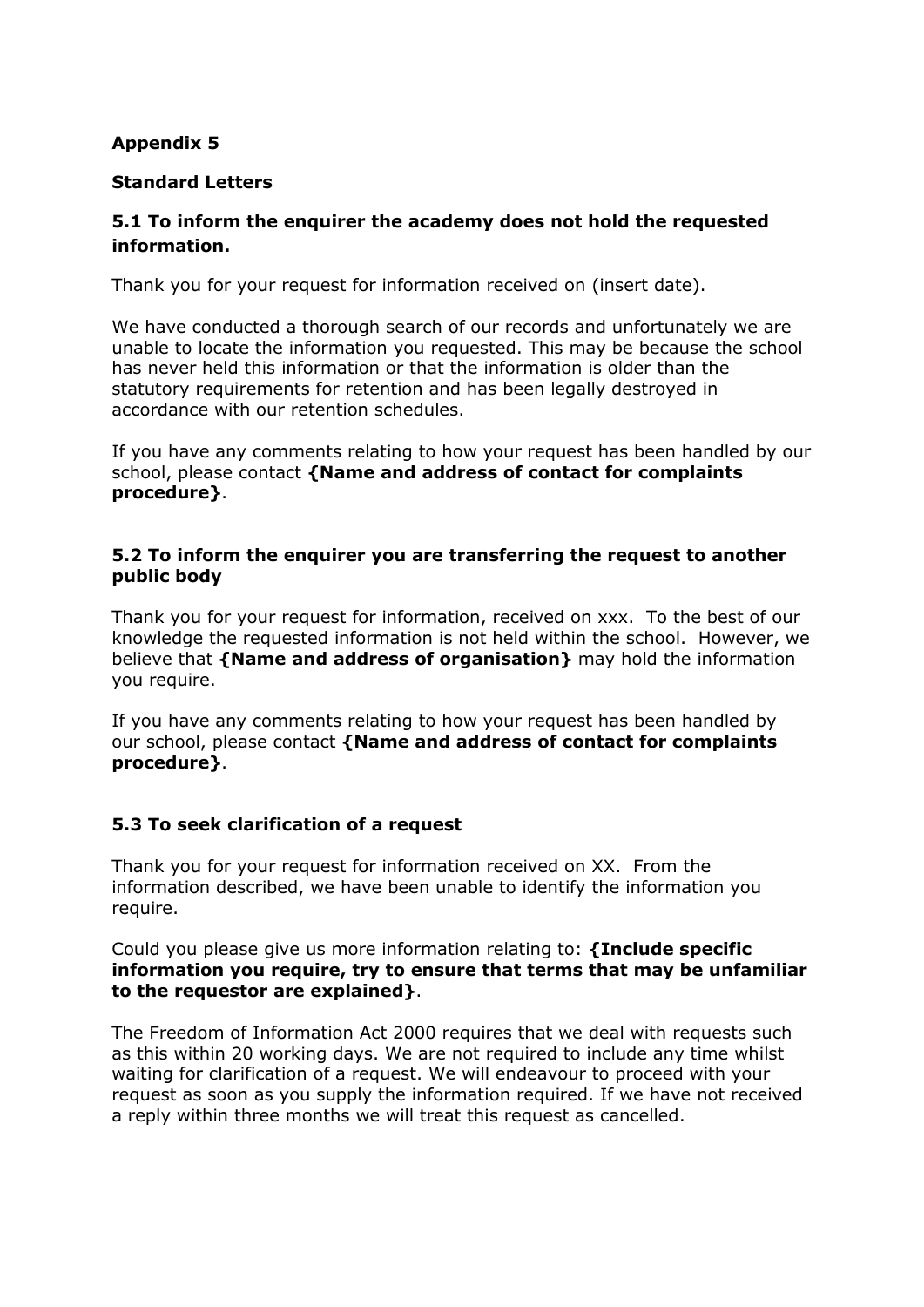**Appendix 5**

**Standard Letters**

### 5.1 To inform the enquirer the academy does not hold the requested information.

Thank you for your request for information received on (insert date).

We have conducted a thorough search of our records and unfortunately we are unable to locate the information you requested. This may be because the school has never held this information or that the information is older than the statutory requirements for retention and has been legally destroyed in accordance with our retention schedules.

If you have any comments relating to how your request has been handled by our school, please contact **{Name and address of contact for complaints procedure}**.

### 5.2 To inform the enquirer you are transferring the request to another public body

Thank you for your request for information, received on xxx. To the best of our knowledge the requested information is not held within the school. However, we believe that **{Name and address of organisation}** may hold the information you require.

If you have any comments relating to how your request has been handled by our school, please contact **{Name and address of contact for complaints procedure}**.

### 5.3 To seek clarification of a request

Thank you for your request for information received on XX. From the information described, we have been unable to identify the information you require.

Could you please give us more information relating to: **{Include specific information you require, try to ensure that terms that may be unfamiliar to the requestor are explained}**.

The Freedom of Information Act 2000 requires that we deal with requests such as this within 20 working days. We are not required to include any time whilst waiting for clarification of a request. We will endeavour to proceed with your request as soon as you supply the information required. If we have not received a reply within three months we will treat this request as cancelled.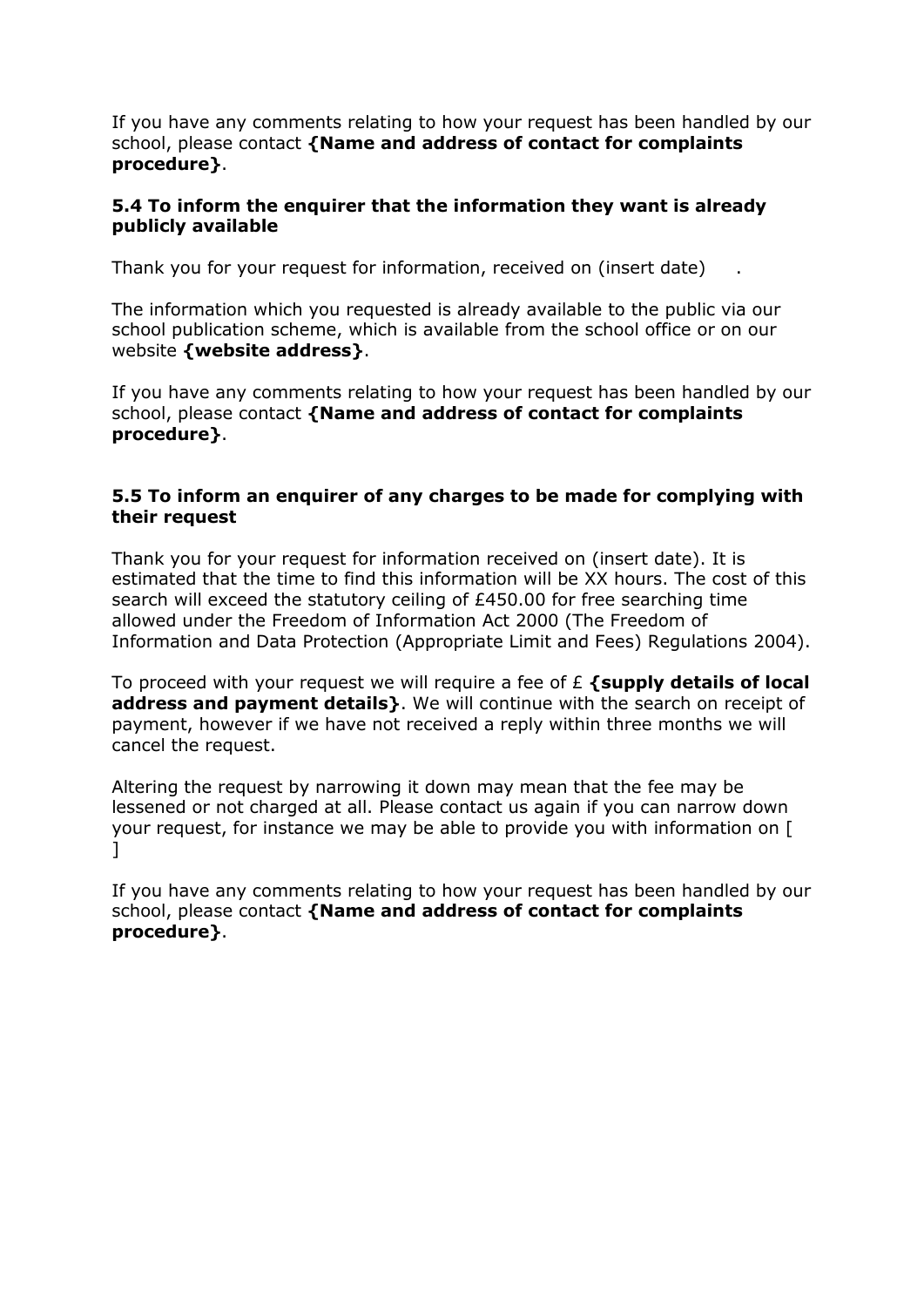If you have any comments relating to how your request has been handled by our school, please contact **{Name and address of contact for complaints procedure}**.

### 5.4 To inform the enquirer that the information they want is already publicly available

Thank you for your request for information, received on (insert date) .

The information which you requested is already available to the public via our school publication scheme, which is available from the school office or on our website **{website address}**.

If you have any comments relating to how your request has been handled by our school, please contact **{Name and address of contact for complaints procedure}**.

### 5.5 To inform an enquirer of any charges to be made for complying with their request

Thank you for your request for information received on (insert date). It is estimated that the time to find this information will be XX hours. The cost of this search will exceed the statutory ceiling of £450.00 for free searching time allowed under the Freedom of Information Act 2000 (The Freedom of Information and Data Protection (Appropriate Limit and Fees) Regulations 2004).

To proceed with your request we will require a fee of £ **{supply details of local address and payment details}**. We will continue with the search on receipt of payment, however if we have not received a reply within three months we will cancel the request.

Altering the request by narrowing it down may mean that the fee may be lessened or not charged at all. Please contact us again if you can narrow down your request, for instance we may be able to provide you with information on [ ]

If you have any comments relating to how your request has been handled by our school, please contact **{Name and address of contact for complaints procedure}**.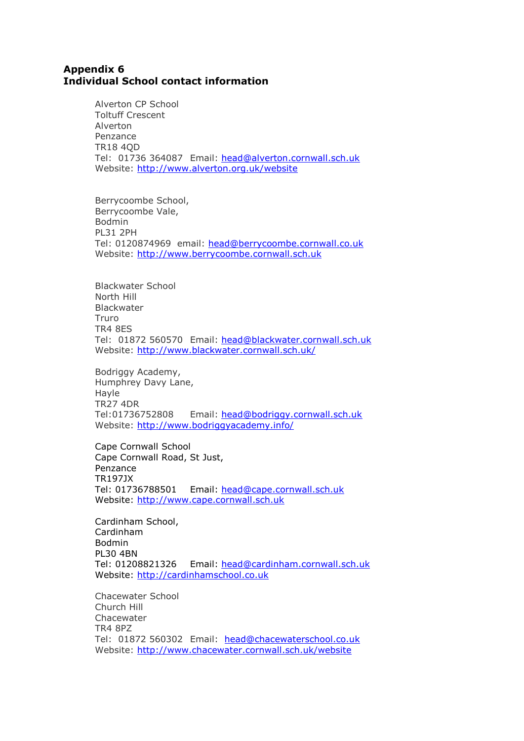**Appendix 6**
**Individual School contact information**

Alverton CP School
Toltuff Crescent
Alverton
Penzance
TR18 4QD
Tel: 01736 364087 Email: head@alverton.cornwall.sch.uk
Website: http://www.alverton.org.uk/website

Berrycoombe School,
Berrycoombe Vale,
Bodmin
PL31 2PH
Tel: 0120874969 email: head@berrycoombe.cornwall.co.uk
Website: http://www.berrycoombe.cornwall.sch.uk

Blackwater School
North Hill
Blackwater
Truro
TR4 8ES
Tel: 01872 560570 Email: head@blackwater.cornwall.sch.uk
Website: http://www.blackwater.cornwall.sch.uk/

Bodriggy Academy,
Humphrey Davy Lane,
Hayle
TR27 4DR
Tel:01736752808 Email: head@bodriggy.cornwall.sch.uk
Website: http://www.bodriggyacademy.info/

Cape Cornwall School
Cape Cornwall Road, St Just,
Penzance
TR197JX
Tel: 01736788501 Email: head@cape.cornwall.sch.uk
Website: http://www.cape.cornwall.sch.uk

Cardinham School,
Cardinham
Bodmin
PL30 4BN
Tel: 01208821326 Email: head@cardinham.cornwall.sch.uk
Website: http://cardinhamschool.co.uk

Chacewater School
Church Hill
Chacewater
TR4 8PZ
Tel: 01872 560302 Email: head@chacewaterschool.co.uk
Website: http://www.chacewater.cornwall.sch.uk/website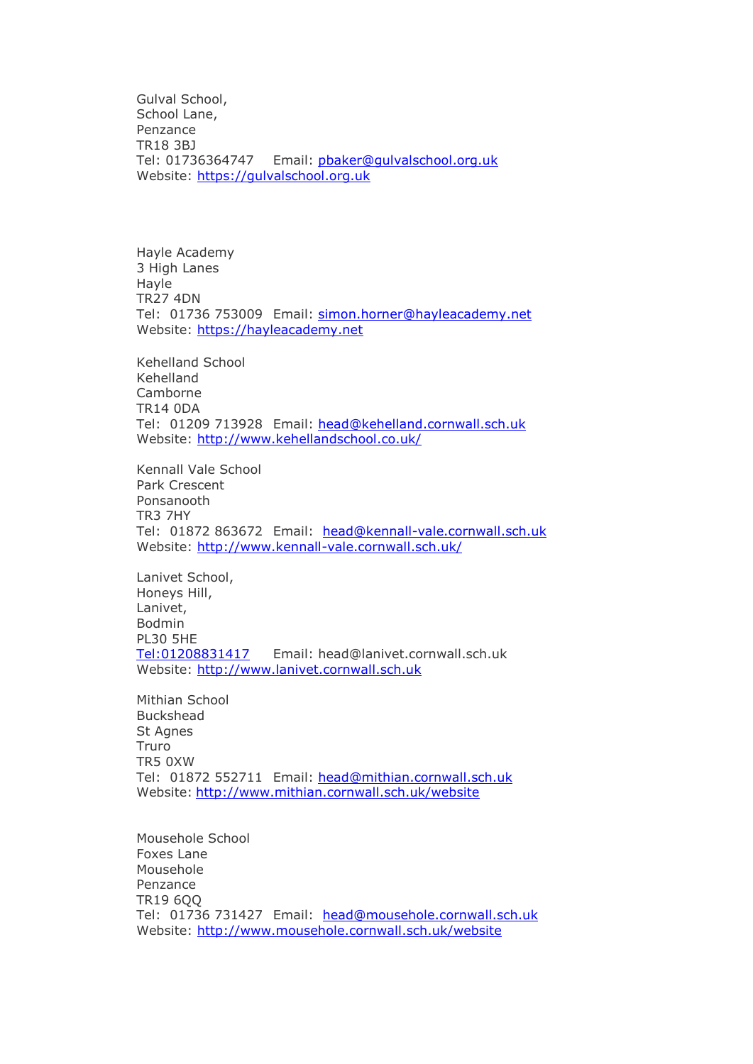Gulval School,
School Lane,
Penzance
TR18 3BJ
Tel: 01736364747 Email: pbaker@gulvalschool.org.uk
Website: https://gulvalschool.org.uk

Hayle Academy
3 High Lanes
Hayle
TR27 4DN
Tel: 01736 753009 Email: simon.horner@hayleacademy.net
Website: https://hayleacademy.net

Kehelland School
Kehelland
Camborne
TR14 0DA
Tel: 01209 713928 Email: head@kehelland.cornwall.sch.uk
Website: http://www.kehellandschool.co.uk/

Kennall Vale School
Park Crescent
Ponsanooth
TR3 7HY
Tel: 01872 863672 Email: head@kennall-vale.cornwall.sch.uk
Website: http://www.kennall-vale.cornwall.sch.uk/

Lanivet School,
Honeys Hill,
Lanivet,
Bodmin
PL30 5HE
Tel:01208831417 Email: head@lanivet.cornwall.sch.uk
Website: http://www.lanivet.cornwall.sch.uk

Mithian School
Buckshead
St Agnes
Truro
TR5 0XW
Tel: 01872 552711 Email: head@mithian.cornwall.sch.uk
Website: http://www.mithian.cornwall.sch.uk/website

Mousehole School
Foxes Lane
Mousehole
Penzance
TR19 6QQ
Tel: 01736 731427 Email: head@mousehole.cornwall.sch.uk
Website: http://www.mousehole.cornwall.sch.uk/website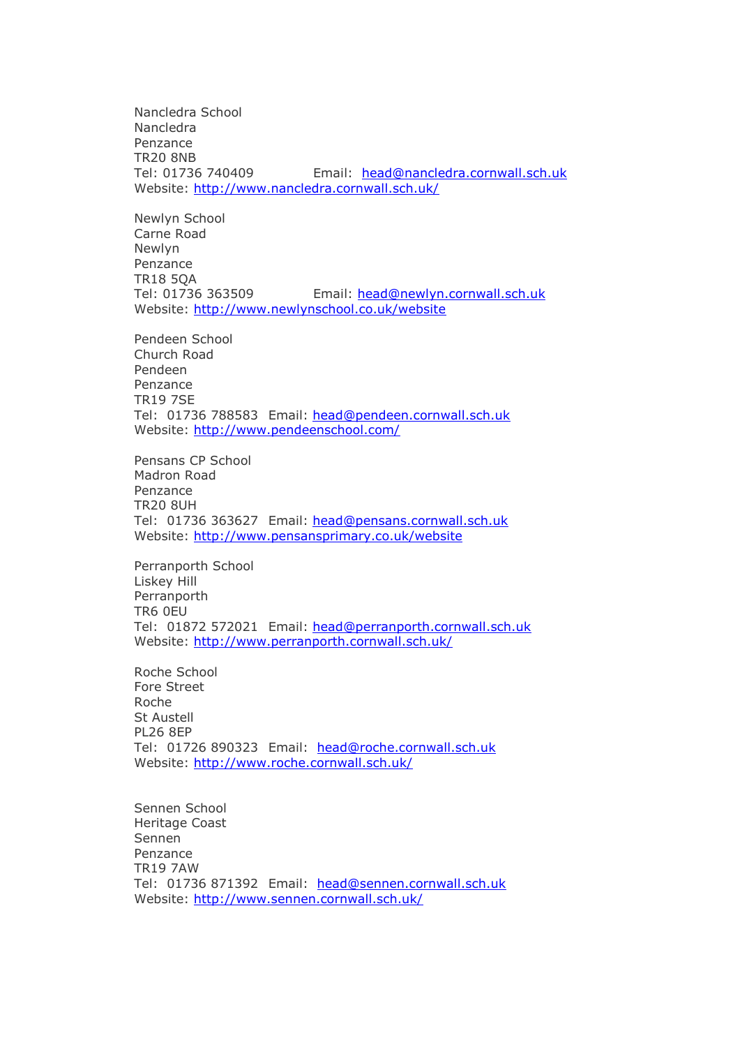Nancledra School  
Nancledra  
Penzance  
TR20 8NB  
Tel: 01736 740409 Email: head@nancledra.cornwall.sch.uk  
Website: http://www.nancledra.cornwall.sch.uk/

Newlyn School  
Carne Road  
Newlyn  
Penzance  
TR18 5QA  
Tel: 01736 363509 Email: head@newlyn.cornwall.sch.uk  
Website: http://www.newlynschool.co.uk/website

Pendeen School  
Church Road  
Pendeen  
Penzance  
TR19 7SE  
Tel: 01736 788583 Email: head@pendeen.cornwall.sch.uk  
Website: http://www.pendeenschool.com/

Pensans CP School  
Madron Road  
Penzance  
TR20 8UH  
Tel: 01736 363627 Email: head@pensans.cornwall.sch.uk  
Website: http://www.pensansprimary.co.uk/website

Perranporth School  
Liskey Hill  
Perranporth  
TR6 0EU  
Tel: 01872 572021 Email: head@perranporth.cornwall.sch.uk  
Website: http://www.perranporth.cornwall.sch.uk/

Roche School  
Fore Street  
Roche  
St Austell  
PL26 8EP  
Tel: 01726 890323 Email: head@roche.cornwall.sch.uk  
Website: http://www.roche.cornwall.sch.uk/

Sennen School  
Heritage Coast  
Sennen  
Penzance  
TR19 7AW  
Tel: 01736 871392 Email: head@sennen.cornwall.sch.uk  
Website: http://www.sennen.cornwall.sch.uk/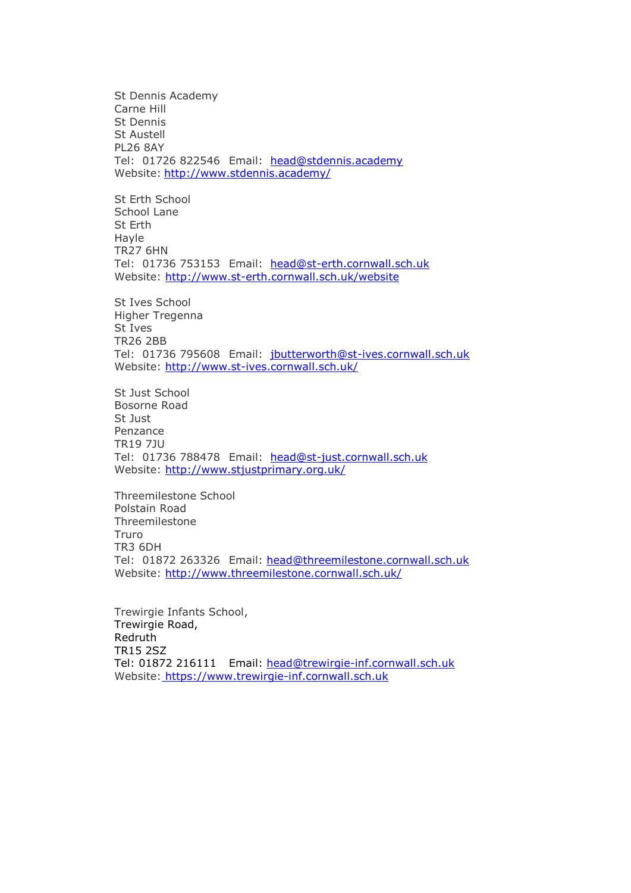St Dennis Academy
Carne Hill
St Dennis
St Austell
PL26 8AY
Tel: 01726 822546 Email: head@stdennis.academy
Website: http://www.stdennis.academy/

St Erth School
School Lane
St Erth
Hayle
TR27 6HN
Tel: 01736 753153 Email: head@st-erth.cornwall.sch.uk
Website: http://www.st-erth.cornwall.sch.uk/website

St Ives School
Higher Tregenna
St Ives
TR26 2BB
Tel: 01736 795608 Email: jbutterworth@st-ives.cornwall.sch.uk
Website: http://www.st-ives.cornwall.sch.uk/

St Just School
Bosorne Road
St Just
Penzance
TR19 7JU
Tel: 01736 788478 Email: head@st-just.cornwall.sch.uk
Website: http://www.stjustprimary.org.uk/

Threemilestone School
Polstain Road
Threemilestone
Truro
TR3 6DH
Tel: 01872 263326 Email: head@threemilestone.cornwall.sch.uk
Website: http://www.threemilestone.cornwall.sch.uk/

Trewirgie Infants School,
Trewirgie Road,
Redruth
TR15 2SZ
Tel: 01872 216111 Email: head@trewirgie-inf.cornwall.sch.uk
Website: https://www.trewirgie-inf.cornwall.sch.uk